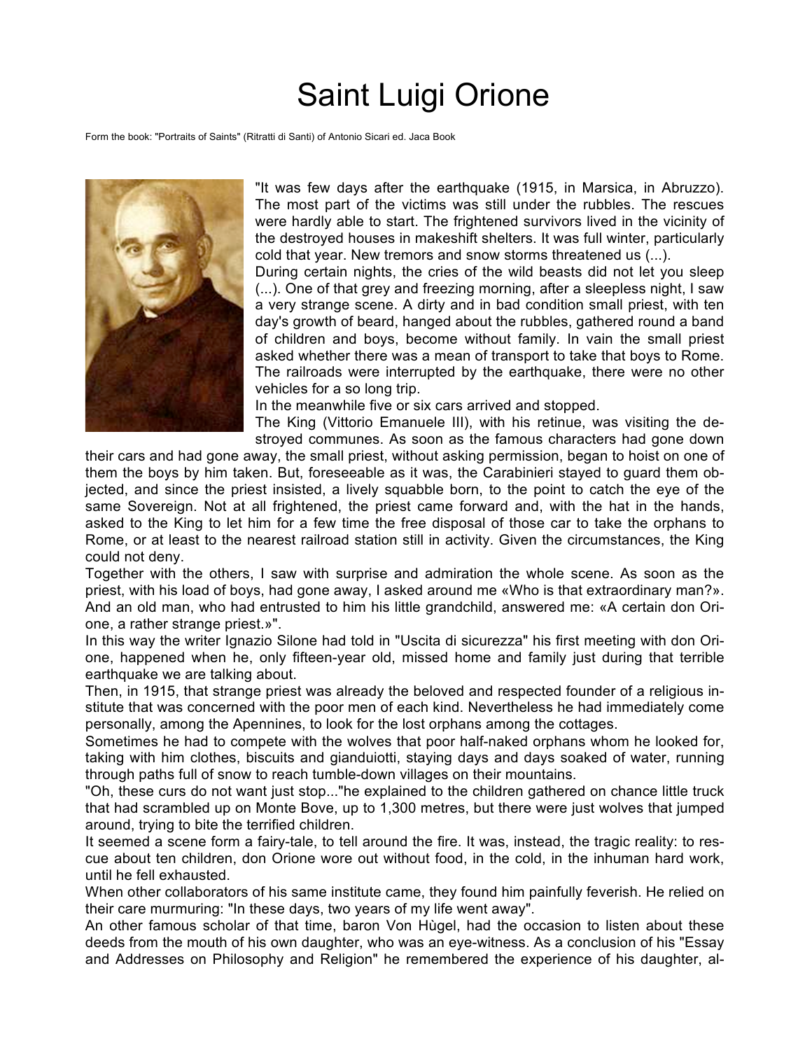# Saint Luigi Orione

Form the book: "Portraits of Saints" (Ritratti di Santi) of Antonio Sicari ed. Jaca Book

"It was few days after the earthquake (1915, in Marsica, in Abruzzo). The most part of the victims was still under the rubbles. The rescues were hardly able to start. The frightened survivors lived in the vicinity of the destroyed houses in makeshift shelters. It was full winter, particularly cold that year. New tremors and snow storms threatened us (...).

During certain nights, the cries of the wild beasts did not let you sleep (...). One of that grey and freezing morning, after a sleepless night, I saw a very strange scene. A dirty and in bad condition small priest, with ten day's growth of beard, hanged about the rubbles, gathered round a band of children and boys, become without family. In vain the small priest asked whether there was a mean of transport to take that boys to Rome. The railroads were interrupted by the earthquake, there were no other vehicles for a so long trip.

In the meanwhile five or six cars arrived and stopped.

The King (Vittorio Emanuele III), with his retinue, was visiting the destroyed communes. As soon as the famous characters had gone down their cars and had gone away, the small priest, without asking permission, began to hoist on one of them the boys by him taken. But, foreseeable as it was, the Carabinieri stayed to guard them objected, and since the priest insisted, a lively squabble born, to the point to catch the eye of the same Sovereign. Not at all frightened, the priest came forward and, with the hat in the hands, asked to the King to let him for a few time the free disposal of those car to take the orphans to Rome, or at least to the nearest railroad station still in activity. Given the circumstances, the King could not deny.

Together with the others, I saw with surprise and admiration the whole scene. As soon as the priest, with his load of boys, had gone away, I asked around me «Who is that extraordinary man?». And an old man, who had entrusted to him his little grandchild, answered me: «A certain don Orione, a rather strange priest.»".

In this way the writer Ignazio Silone had told in "Uscita di sicurezza" his first meeting with don Orione, happened when he, only fifteen-year old, missed home and family just during that terrible earthquake we are talking about.

Then, in 1915, that strange priest was already the beloved and respected founder of a religious institute that was concerned with the poor men of each kind. Nevertheless he had immediately come personally, among the Apennines, to look for the lost orphans among the cottages.

Sometimes he had to compete with the wolves that poor half-naked orphans whom he looked for, taking with him clothes, biscuits and gianduiotti, staying days and days soaked of water, running through paths full of snow to reach tumble-down villages on their mountains.

"Oh, these curs do not want just stop..."he explained to the children gathered on chance little truck that had scrambled up on Monte Bove, up to 1,300 metres, but there were just wolves that jumped around, trying to bite the terrified children.

It seemed a scene form a fairy-tale, to tell around the fire. It was, instead, the tragic reality: to rescue about ten children, don Orione wore out without food, in the cold, in the inhuman hard work, until he fell exhausted.

When other collaborators of his same institute came, they found him painfully feverish. He relied on their care murmuring: "In these days, two years of my life went away".

An other famous scholar of that time, baron Von Hùgel, had the occasion to listen about these deeds from the mouth of his own daughter, who was an eye-witness. As a conclusion of his "Essay and Addresses on Philosophy and Religion" he remembered the experience of his daughter, al-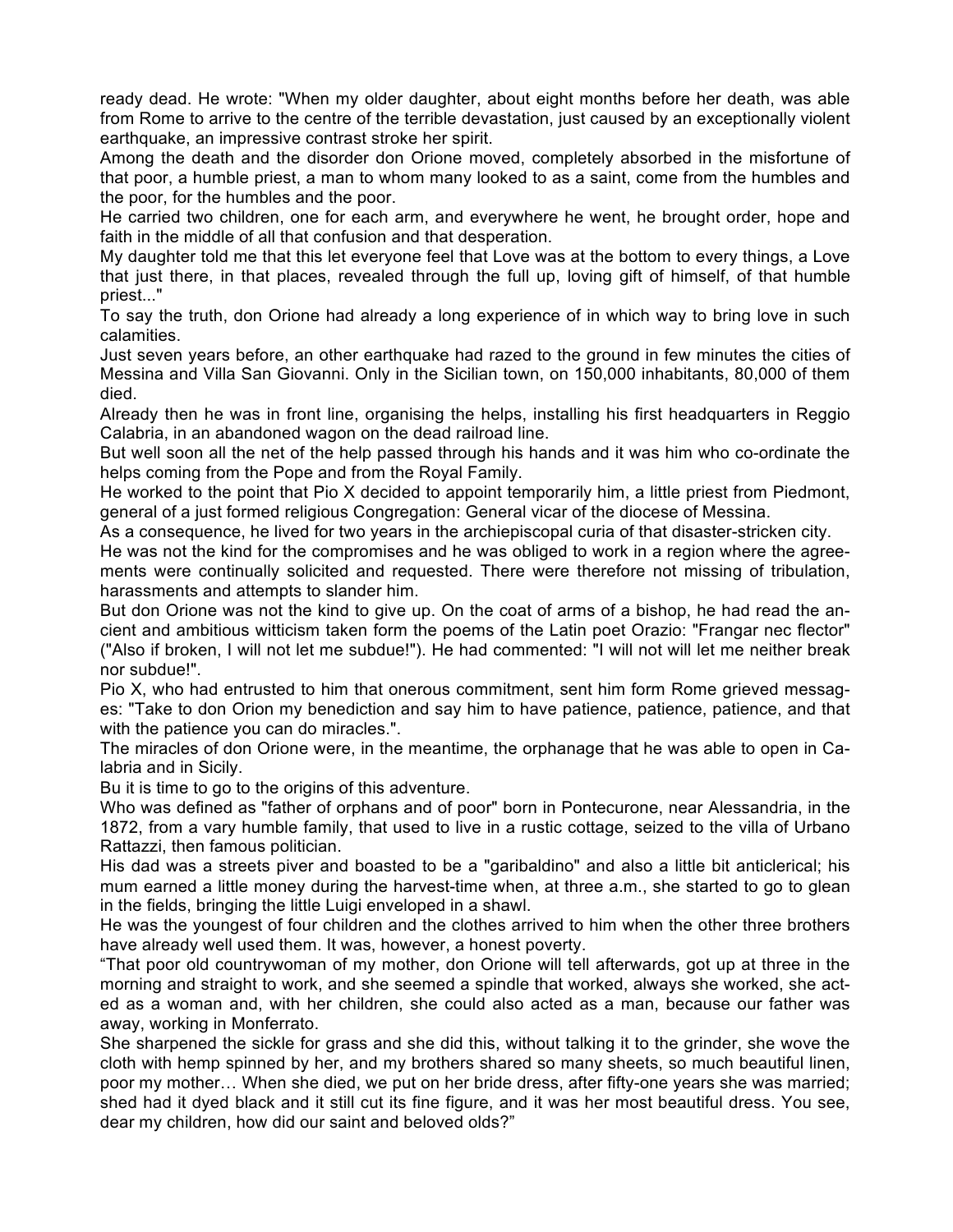ready dead. He wrote: "When my older daughter, about eight months before her death, was able from Rome to arrive to the centre of the terrible devastation, just caused by an exceptionally violent earthquake, an impressive contrast stroke her spirit.

Among the death and the disorder don Orione moved, completely absorbed in the misfortune of that poor, a humble priest, a man to whom many looked to as a saint, come from the humbles and the poor, for the humbles and the poor.

He carried two children, one for each arm, and everywhere he went, he brought order, hope and faith in the middle of all that confusion and that desperation.

My daughter told me that this let everyone feel that Love was at the bottom to every things, a Love that just there, in that places, revealed through the full up, loving gift of himself, of that humble priest..."

To say the truth, don Orione had already a long experience of in which way to bring love in such calamities.

Just seven years before, an other earthquake had razed to the ground in few minutes the cities of Messina and Villa San Giovanni. Only in the Sicilian town, on 150,000 inhabitants, 80,000 of them died.

Already then he was in front line, organising the helps, installing his first headquarters in Reggio Calabria, in an abandoned wagon on the dead railroad line.

But well soon all the net of the help passed through his hands and it was him who co-ordinate the helps coming from the Pope and from the Royal Family.

He worked to the point that Pio X decided to appoint temporarily him, a little priest from Piedmont, general of a just formed religious Congregation: General vicar of the diocese of Messina.

As a consequence, he lived for two years in the archiepiscopal curia of that disaster-stricken city.

He was not the kind for the compromises and he was obliged to work in a region where the agreements were continually solicited and requested. There were therefore not missing of tribulation, harassments and attempts to slander him.

But don Orione was not the kind to give up. On the coat of arms of a bishop, he had read the ancient and ambitious witticism taken form the poems of the Latin poet Orazio: "Frangar nec flector" ("Also if broken, I will not let me subdue!"). He had commented: "I will not will let me neither break nor subdue!".

Pio X, who had entrusted to him that onerous commitment, sent him form Rome grieved messages: "Take to don Orion my benediction and say him to have patience, patience, patience, and that with the patience you can do miracles.".

The miracles of don Orione were, in the meantime, the orphanage that he was able to open in Calabria and in Sicily.

Bu it is time to go to the origins of this adventure.

Who was defined as "father of orphans and of poor" born in Pontecurone, near Alessandria, in the 1872, from a vary humble family, that used to live in a rustic cottage, seized to the villa of Urbano Rattazzi, then famous politician.

His dad was a streets piver and boasted to be a "garibaldino" and also a little bit anticlerical; his mum earned a little money during the harvest-time when, at three a.m., she started to go to glean in the fields, bringing the little Luigi enveloped in a shawl.

He was the youngest of four children and the clothes arrived to him when the other three brothers have already well used them. It was, however, a honest poverty.

“That poor old countrywoman of my mother, don Orione will tell afterwards, got up at three in the morning and straight to work, and she seemed a spindle that worked, always she worked, she acted as a woman and, with her children, she could also acted as a man, because our father was away, working in Monferrato.

She sharpened the sickle for grass and she did this, without talking it to the grinder, she wove the cloth with hemp spinned by her, and my brothers shared so many sheets, so much beautiful linen, poor my mother… When she died, we put on her bride dress, after fifty-one years she was married; shed had it dyed black and it still cut its fine figure, and it was her most beautiful dress. You see, dear my children, how did our saint and beloved olds?”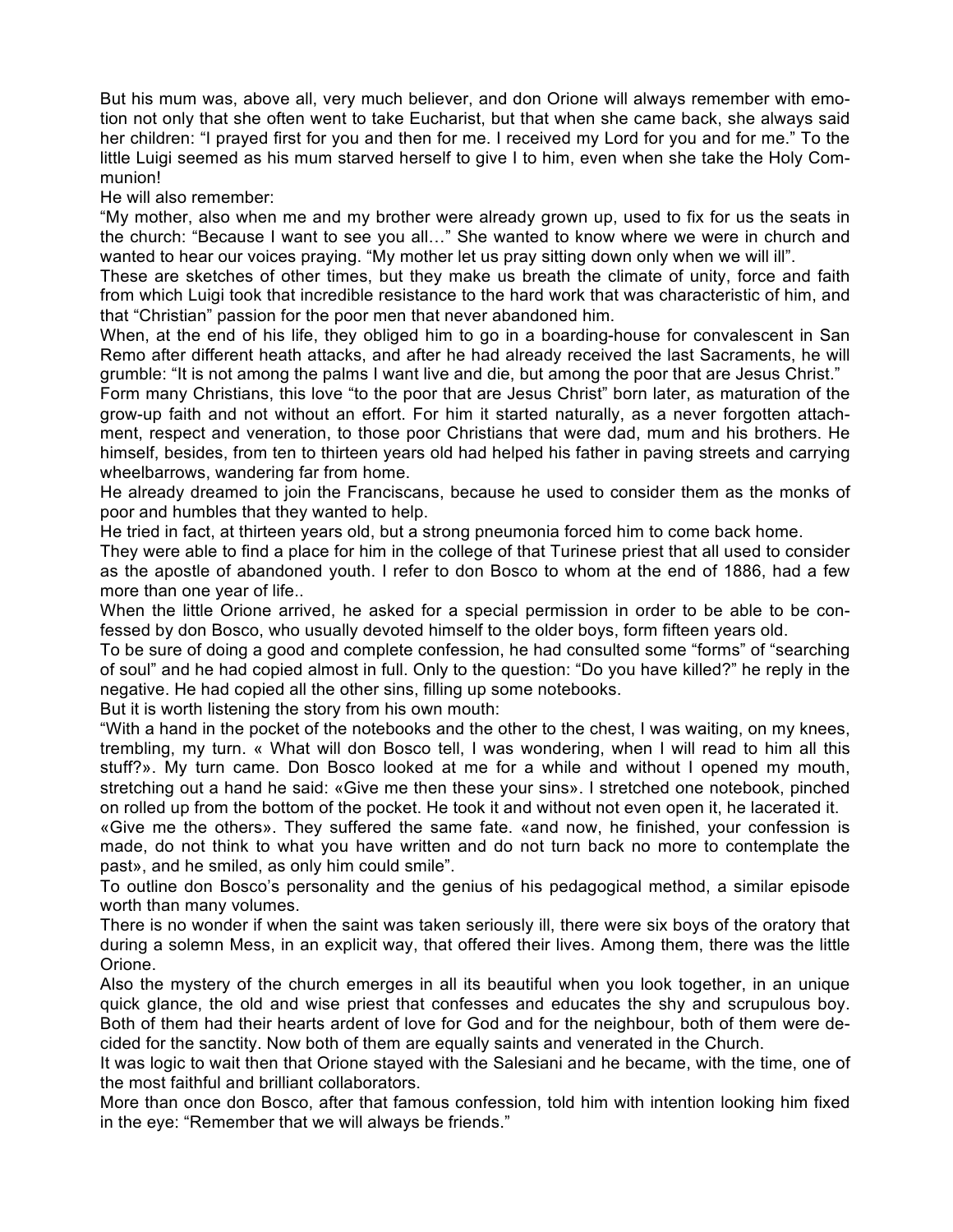But his mum was, above all, very much believer, and don Orione will always remember with emotion not only that she often went to take Eucharist, but that when she came back, she always said her children: “I prayed first for you and then for me. I received my Lord for you and for me.” To the little Luigi seemed as his mum starved herself to give I to him, even when she take the Holy Communion!

He will also remember:

“My mother, also when me and my brother were already grown up, used to fix for us the seats in the church: “Because I want to see you all…” She wanted to know where we were in church and wanted to hear our voices praying. “My mother let us pray sitting down only when we will ill”.

These are sketches of other times, but they make us breath the climate of unity, force and faith from which Luigi took that incredible resistance to the hard work that was characteristic of him, and that “Christian” passion for the poor men that never abandoned him.

When, at the end of his life, they obliged him to go in a boarding-house for convalescent in San Remo after different heath attacks, and after he had already received the last Sacraments, he will grumble: “It is not among the palms I want live and die, but among the poor that are Jesus Christ.”

Form many Christians, this love “to the poor that are Jesus Christ” born later, as maturation of the grow-up faith and not without an effort. For him it started naturally, as a never forgotten attachment, respect and veneration, to those poor Christians that were dad, mum and his brothers. He himself, besides, from ten to thirteen years old had helped his father in paving streets and carrying wheelbarrows, wandering far from home.

He already dreamed to join the Franciscans, because he used to consider them as the monks of poor and humbles that they wanted to help.

He tried in fact, at thirteen years old, but a strong pneumonia forced him to come back home.

They were able to find a place for him in the college of that Turinese priest that all used to consider as the apostle of abandoned youth. I refer to don Bosco to whom at the end of 1886, had a few more than one year of life..

When the little Orione arrived, he asked for a special permission in order to be able to be confessed by don Bosco, who usually devoted himself to the older boys, form fifteen years old.

To be sure of doing a good and complete confession, he had consulted some “forms” of “searching of soul” and he had copied almost in full. Only to the question: “Do you have killed?” he reply in the negative. He had copied all the other sins, filling up some notebooks.

But it is worth listening the story from his own mouth:

“With a hand in the pocket of the notebooks and the other to the chest, I was waiting, on my knees, trembling, my turn. « What will don Bosco tell, I was wondering, when I will read to him all this stuff?». My turn came. Don Bosco looked at me for a while and without I opened my mouth, stretching out a hand he said: «Give me then these your sins». I stretched one notebook, pinched on rolled up from the bottom of the pocket. He took it and without not even open it, he lacerated it.

«Give me the others». They suffered the same fate. «and now, he finished, your confession is made, do not think to what you have written and do not turn back no more to contemplate the past», and he smiled, as only him could smile”.

To outline don Bosco’s personality and the genius of his pedagogical method, a similar episode worth than many volumes.

There is no wonder if when the saint was taken seriously ill, there were six boys of the oratory that during a solemn Mess, in an explicit way, that offered their lives. Among them, there was the little Orione.

Also the mystery of the church emerges in all its beautiful when you look together, in an unique quick glance, the old and wise priest that confesses and educates the shy and scrupulous boy. Both of them had their hearts ardent of love for God and for the neighbour, both of them were decided for the sanctity. Now both of them are equally saints and venerated in the Church.

It was logic to wait then that Orione stayed with the Salesiani and he became, with the time, one of the most faithful and brilliant collaborators.

More than once don Bosco, after that famous confession, told him with intention looking him fixed in the eye: “Remember that we will always be friends.”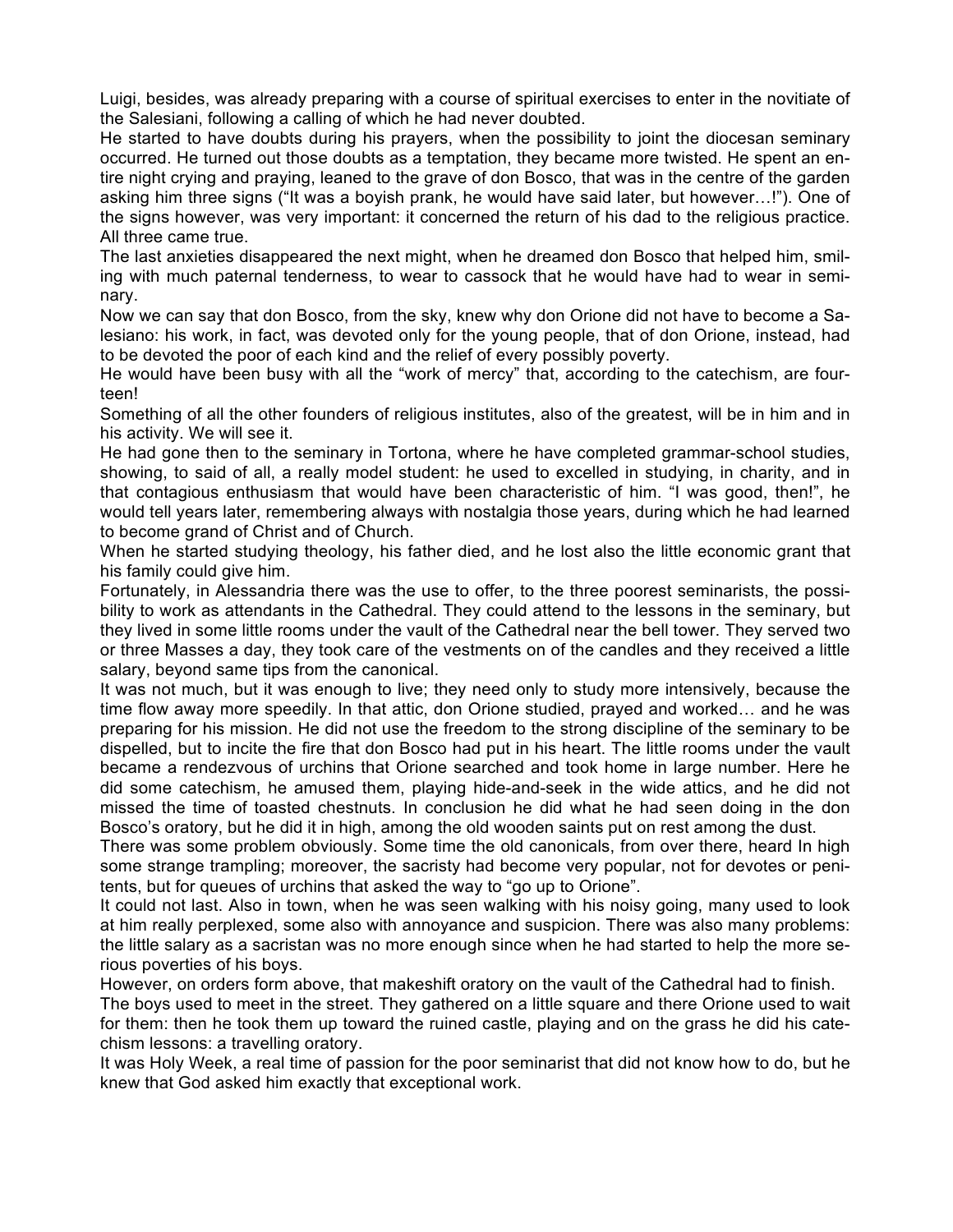Luigi, besides, was already preparing with a course of spiritual exercises to enter in the novitiate of the Salesiani, following a calling of which he had never doubted.

He started to have doubts during his prayers, when the possibility to joint the diocesan seminary occurred. He turned out those doubts as a temptation, they became more twisted. He spent an entire night crying and praying, leaned to the grave of don Bosco, that was in the centre of the garden asking him three signs ("It was a boyish prank, he would have said later, but however…!"). One of the signs however, was very important: it concerned the return of his dad to the religious practice. All three came true.

The last anxieties disappeared the next might, when he dreamed don Bosco that helped him, smiling with much paternal tenderness, to wear to cassock that he would have had to wear in seminary.

Now we can say that don Bosco, from the sky, knew why don Orione did not have to become a Salesiano: his work, in fact, was devoted only for the young people, that of don Orione, instead, had to be devoted the poor of each kind and the relief of every possibly poverty.

He would have been busy with all the "work of mercy" that, according to the catechism, are fourteen!

Something of all the other founders of religious institutes, also of the greatest, will be in him and in his activity. We will see it.

He had gone then to the seminary in Tortona, where he have completed grammar-school studies, showing, to said of all, a really model student: he used to excelled in studying, in charity, and in that contagious enthusiasm that would have been characteristic of him. "I was good, then!", he would tell years later, remembering always with nostalgia those years, during which he had learned to become grand of Christ and of Church.

When he started studying theology, his father died, and he lost also the little economic grant that his family could give him.

Fortunately, in Alessandria there was the use to offer, to the three poorest seminarists, the possibility to work as attendants in the Cathedral. They could attend to the lessons in the seminary, but they lived in some little rooms under the vault of the Cathedral near the bell tower. They served two or three Masses a day, they took care of the vestments on of the candles and they received a little salary, beyond same tips from the canonical.

It was not much, but it was enough to live; they need only to study more intensively, because the time flow away more speedily. In that attic, don Orione studied, prayed and worked… and he was preparing for his mission. He did not use the freedom to the strong discipline of the seminary to be dispelled, but to incite the fire that don Bosco had put in his heart. The little rooms under the vault became a rendezvous of urchins that Orione searched and took home in large number. Here he did some catechism, he amused them, playing hide-and-seek in the wide attics, and he did not missed the time of toasted chestnuts. In conclusion he did what he had seen doing in the don Bosco's oratory, but he did it in high, among the old wooden saints put on rest among the dust.

There was some problem obviously. Some time the old canonicals, from over there, heard In high some strange trampling; moreover, the sacristy had become very popular, not for devotes or penitents, but for queues of urchins that asked the way to "go up to Orione".

It could not last. Also in town, when he was seen walking with his noisy going, many used to look at him really perplexed, some also with annoyance and suspicion. There was also many problems: the little salary as a sacristan was no more enough since when he had started to help the more serious poverties of his boys.

However, on orders form above, that makeshift oratory on the vault of the Cathedral had to finish.

The boys used to meet in the street. They gathered on a little square and there Orione used to wait for them: then he took them up toward the ruined castle, playing and on the grass he did his catechism lessons: a travelling oratory.

It was Holy Week, a real time of passion for the poor seminarist that did not know how to do, but he knew that God asked him exactly that exceptional work.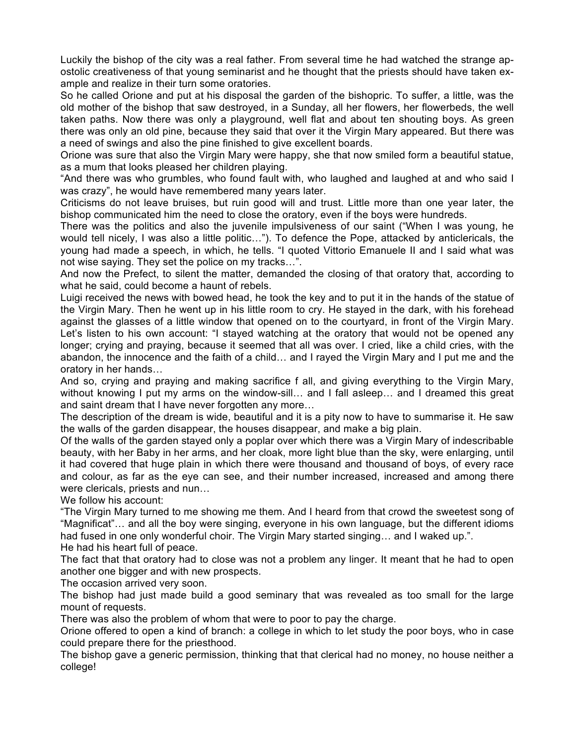Luckily the bishop of the city was a real father. From several time he had watched the strange apostolic creativeness of that young seminarist and he thought that the priests should have taken example and realize in their turn some oratories.

So he called Orione and put at his disposal the garden of the bishopric. To suffer, a little, was the old mother of the bishop that saw destroyed, in a Sunday, all her flowers, her flowerbeds, the well taken paths. Now there was only a playground, well flat and about ten shouting boys. As green there was only an old pine, because they said that over it the Virgin Mary appeared. But there was a need of swings and also the pine finished to give excellent boards.

Orione was sure that also the Virgin Mary were happy, she that now smiled form a beautiful statue, as a mum that looks pleased her children playing.

"And there was who grumbles, who found fault with, who laughed and laughed at and who said I was crazy", he would have remembered many years later.

Criticisms do not leave bruises, but ruin good will and trust. Little more than one year later, the bishop communicated him the need to close the oratory, even if the boys were hundreds.

There was the politics and also the juvenile impulsiveness of our saint ("When I was young, he would tell nicely, I was also a little politic…"). To defence the Pope, attacked by anticlericals, the young had made a speech, in which, he tells. "I quoted Vittorio Emanuele II and I said what was not wise saying. They set the police on my tracks…".

And now the Prefect, to silent the matter, demanded the closing of that oratory that, according to what he said, could become a haunt of rebels.

Luigi received the news with bowed head, he took the key and to put it in the hands of the statue of the Virgin Mary. Then he went up in his little room to cry. He stayed in the dark, with his forehead against the glasses of a little window that opened on to the courtyard, in front of the Virgin Mary. Let's listen to his own account: "I stayed watching at the oratory that would not be opened any longer; crying and praying, because it seemed that all was over. I cried, like a child cries, with the abandon, the innocence and the faith of a child… and I rayed the Virgin Mary and I put me and the oratory in her hands…

And so, crying and praying and making sacrifice f all, and giving everything to the Virgin Mary, without knowing I put my arms on the window-sill… and I fall asleep… and I dreamed this great and saint dream that I have never forgotten any more…

The description of the dream is wide, beautiful and it is a pity now to have to summarise it. He saw the walls of the garden disappear, the houses disappear, and make a big plain.

Of the walls of the garden stayed only a poplar over which there was a Virgin Mary of indescribable beauty, with her Baby in her arms, and her cloak, more light blue than the sky, were enlarging, until it had covered that huge plain in which there were thousand and thousand of boys, of every race and colour, as far as the eye can see, and their number increased, increased and among there were clericals, priests and nun…

We follow his account:

"The Virgin Mary turned to me showing me them. And I heard from that crowd the sweetest song of "Magnificat"… and all the boy were singing, everyone in his own language, but the different idioms had fused in one only wonderful choir. The Virgin Mary started singing… and I waked up.".

He had his heart full of peace.

The fact that that oratory had to close was not a problem any linger. It meant that he had to open another one bigger and with new prospects.

The occasion arrived very soon.

The bishop had just made build a good seminary that was revealed as too small for the large mount of requests.

There was also the problem of whom that were to poor to pay the charge.

Orione offered to open a kind of branch: a college in which to let study the poor boys, who in case could prepare there for the priesthood.

The bishop gave a generic permission, thinking that that clerical had no money, no house neither a college!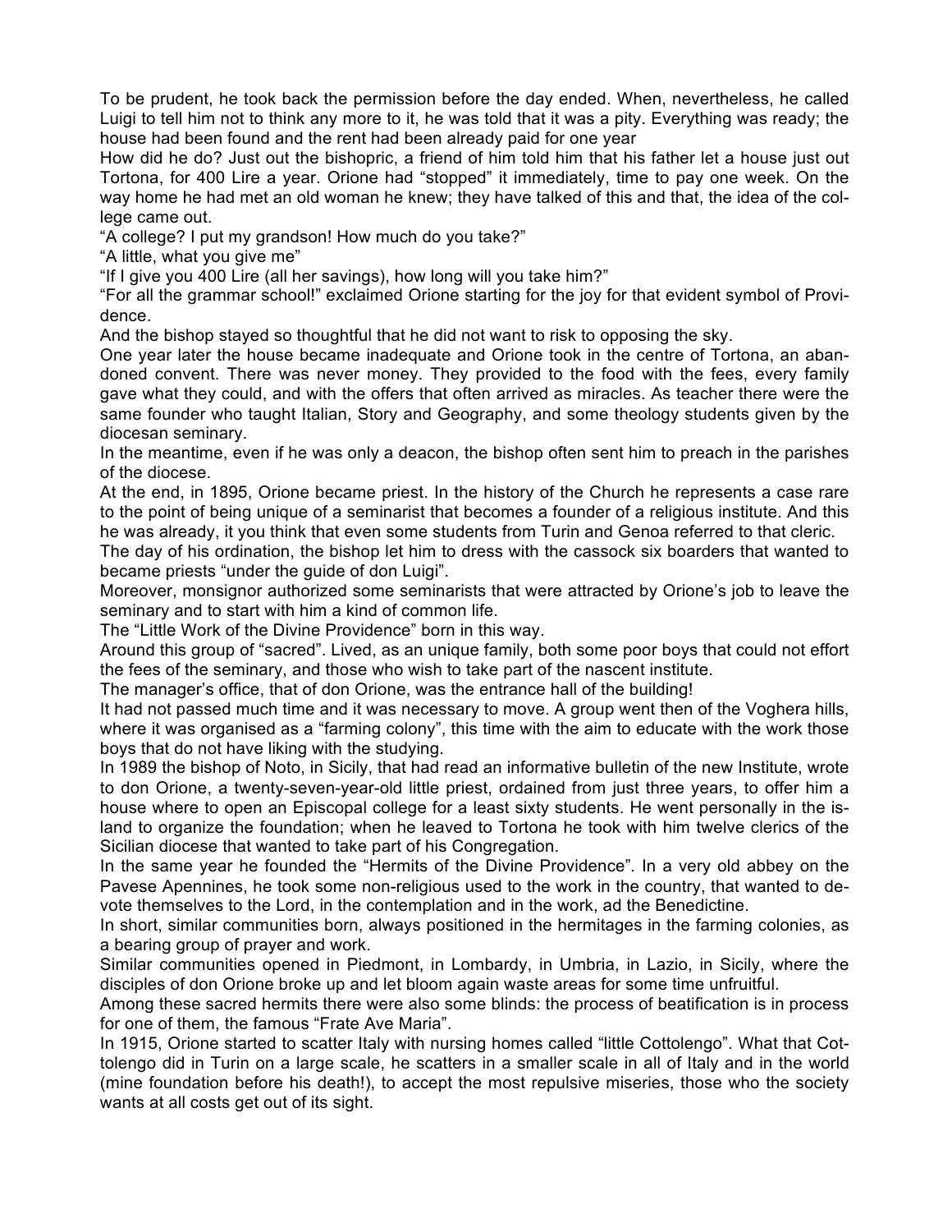To be prudent, he took back the permission before the day ended. When, nevertheless, he called Luigi to tell him not to think any more to it, he was told that it was a pity. Everything was ready; the house had been found and the rent had been already paid for one year

How did he do? Just out the bishopric, a friend of him told him that his father let a house just out Tortona, for 400 Lire a year. Orione had "stopped" it immediately, time to pay one week. On the way home he had met an old woman he knew; they have talked of this and that, the idea of the college came out.

"A college? I put my grandson! How much do you take?"

"A little, what you give me"

"If I give you 400 Lire (all her savings), how long will you take him?"

"For all the grammar school!" exclaimed Orione starting for the joy for that evident symbol of Providence.

And the bishop stayed so thoughtful that he did not want to risk to opposing the sky.

One year later the house became inadequate and Orione took in the centre of Tortona, an abandoned convent. There was never money. They provided to the food with the fees, every family gave what they could, and with the offers that often arrived as miracles. As teacher there were the same founder who taught Italian, Story and Geography, and some theology students given by the diocesan seminary.

In the meantime, even if he was only a deacon, the bishop often sent him to preach in the parishes of the diocese.

At the end, in 1895, Orione became priest. In the history of the Church he represents a case rare to the point of being unique of a seminarist that becomes a founder of a religious institute. And this he was already, it you think that even some students from Turin and Genoa referred to that cleric.

The day of his ordination, the bishop let him to dress with the cassock six boarders that wanted to became priests "under the guide of don Luigi".

Moreover, monsignor authorized some seminarists that were attracted by Orione's job to leave the seminary and to start with him a kind of common life.

The "Little Work of the Divine Providence" born in this way.

Around this group of "sacred". Lived, as an unique family, both some poor boys that could not effort the fees of the seminary, and those who wish to take part of the nascent institute.

The manager's office, that of don Orione, was the entrance hall of the building!

It had not passed much time and it was necessary to move. A group went then of the Voghera hills, where it was organised as a "farming colony", this time with the aim to educate with the work those boys that do not have liking with the studying.

In 1989 the bishop of Noto, in Sicily, that had read an informative bulletin of the new Institute, wrote to don Orione, a twenty-seven-year-old little priest, ordained from just three years, to offer him a house where to open an Episcopal college for a least sixty students. He went personally in the island to organize the foundation; when he leaved to Tortona he took with him twelve clerics of the Sicilian diocese that wanted to take part of his Congregation.

In the same year he founded the "Hermits of the Divine Providence". In a very old abbey on the Pavese Apennines, he took some non-religious used to the work in the country, that wanted to devote themselves to the Lord, in the contemplation and in the work, ad the Benedictine.

In short, similar communities born, always positioned in the hermitages in the farming colonies, as a bearing group of prayer and work.

Similar communities opened in Piedmont, in Lombardy, in Umbria, in Lazio, in Sicily, where the disciples of don Orione broke up and let bloom again waste areas for some time unfruitful.

Among these sacred hermits there were also some blinds: the process of beatification is in process for one of them, the famous "Frate Ave Maria".

In 1915, Orione started to scatter Italy with nursing homes called "little Cottolengo". What that Cottolengo did in Turin on a large scale, he scatters in a smaller scale in all of Italy and in the world (mine foundation before his death!), to accept the most repulsive miseries, those who the society wants at all costs get out of its sight.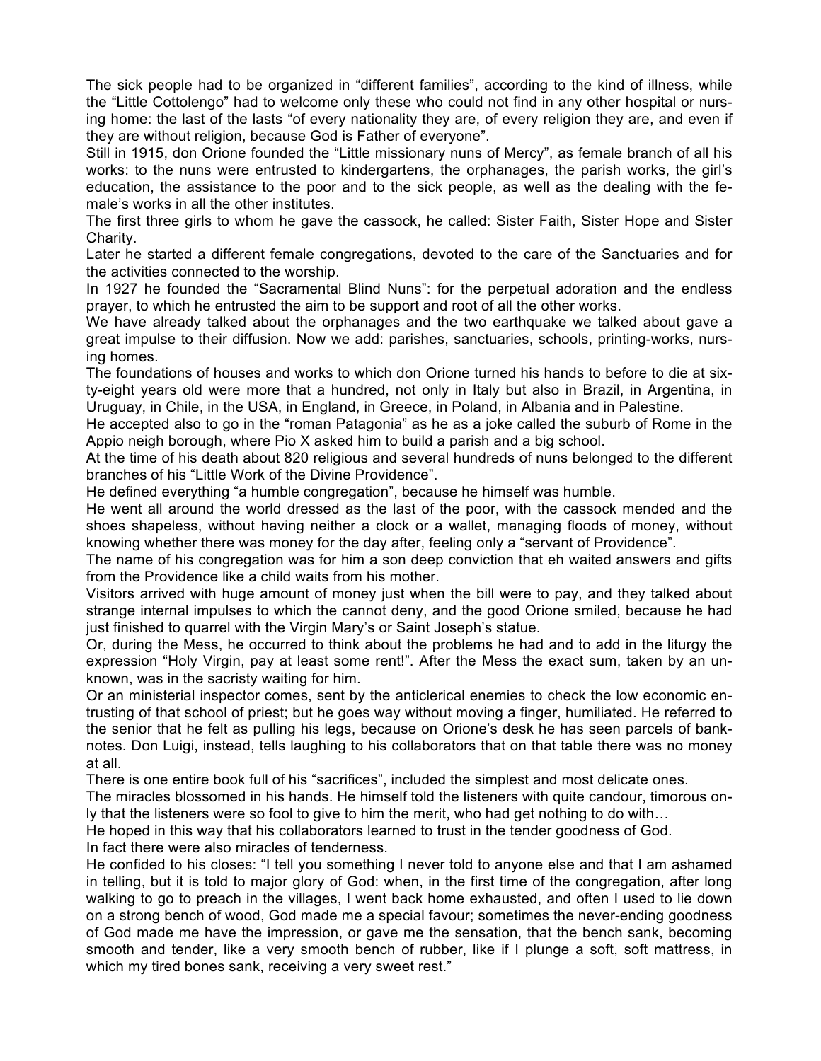The sick people had to be organized in "different families", according to the kind of illness, while the "Little Cottolengo" had to welcome only these who could not find in any other hospital or nursing home: the last of the lasts "of every nationality they are, of every religion they are, and even if they are without religion, because God is Father of everyone".

Still in 1915, don Orione founded the "Little missionary nuns of Mercy", as female branch of all his works: to the nuns were entrusted to kindergartens, the orphanages, the parish works, the girl's education, the assistance to the poor and to the sick people, as well as the dealing with the female's works in all the other institutes.

The first three girls to whom he gave the cassock, he called: Sister Faith, Sister Hope and Sister Charity.

Later he started a different female congregations, devoted to the care of the Sanctuaries and for the activities connected to the worship.

In 1927 he founded the "Sacramental Blind Nuns": for the perpetual adoration and the endless prayer, to which he entrusted the aim to be support and root of all the other works.

We have already talked about the orphanages and the two earthquake we talked about gave a great impulse to their diffusion. Now we add: parishes, sanctuaries, schools, printing-works, nursing homes.

The foundations of houses and works to which don Orione turned his hands to before to die at sixty-eight years old were more that a hundred, not only in Italy but also in Brazil, in Argentina, in Uruguay, in Chile, in the USA, in England, in Greece, in Poland, in Albania and in Palestine.

He accepted also to go in the "roman Patagonia" as he as a joke called the suburb of Rome in the Appio neigh borough, where Pio X asked him to build a parish and a big school.

At the time of his death about 820 religious and several hundreds of nuns belonged to the different branches of his "Little Work of the Divine Providence".

He defined everything "a humble congregation", because he himself was humble.

He went all around the world dressed as the last of the poor, with the cassock mended and the shoes shapeless, without having neither a clock or a wallet, managing floods of money, without knowing whether there was money for the day after, feeling only a "servant of Providence".

The name of his congregation was for him a son deep conviction that eh waited answers and gifts from the Providence like a child waits from his mother.

Visitors arrived with huge amount of money just when the bill were to pay, and they talked about strange internal impulses to which the cannot deny, and the good Orione smiled, because he had just finished to quarrel with the Virgin Mary's or Saint Joseph's statue.

Or, during the Mess, he occurred to think about the problems he had and to add in the liturgy the expression "Holy Virgin, pay at least some rent!". After the Mess the exact sum, taken by an unknown, was in the sacristy waiting for him.

Or an ministerial inspector comes, sent by the anticlerical enemies to check the low economic entrusting of that school of priest; but he goes way without moving a finger, humiliated. He referred to the senior that he felt as pulling his legs, because on Orione's desk he has seen parcels of banknotes. Don Luigi, instead, tells laughing to his collaborators that on that table there was no money at all.

There is one entire book full of his "sacrifices", included the simplest and most delicate ones.

The miracles blossomed in his hands. He himself told the listeners with quite candour, timorous only that the listeners were so fool to give to him the merit, who had get nothing to do with…

He hoped in this way that his collaborators learned to trust in the tender goodness of God.

In fact there were also miracles of tenderness.

He confided to his closes: "I tell you something I never told to anyone else and that I am ashamed in telling, but it is told to major glory of God: when, in the first time of the congregation, after long walking to go to preach in the villages, I went back home exhausted, and often I used to lie down on a strong bench of wood, God made me a special favour; sometimes the never-ending goodness of God made me have the impression, or gave me the sensation, that the bench sank, becoming smooth and tender, like a very smooth bench of rubber, like if I plunge a soft, soft mattress, in which my tired bones sank, receiving a very sweet rest."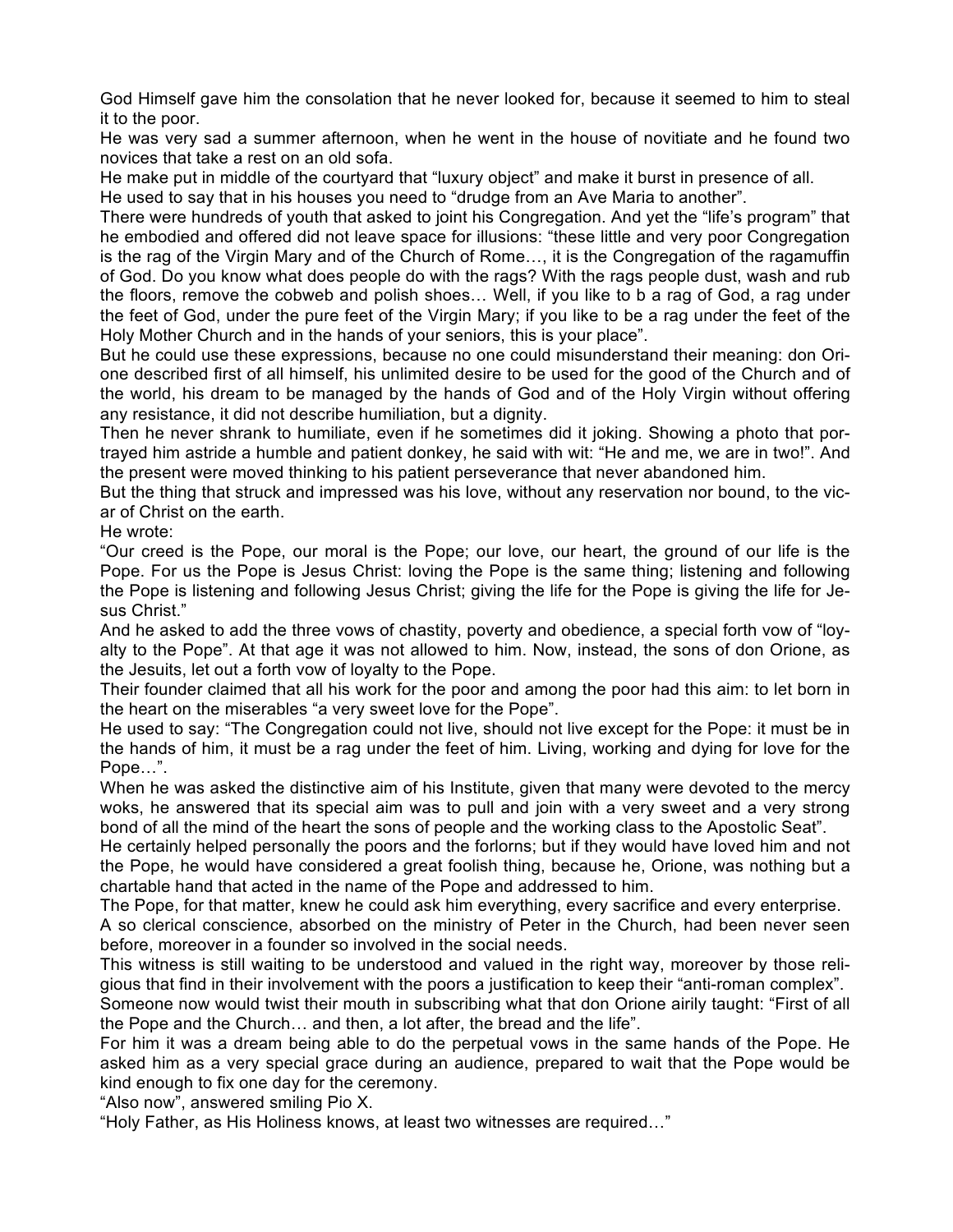God Himself gave him the consolation that he never looked for, because it seemed to him to steal it to the poor.

He was very sad a summer afternoon, when he went in the house of novitiate and he found two novices that take a rest on an old sofa.

He make put in middle of the courtyard that "luxury object" and make it burst in presence of all.

He used to say that in his houses you need to "drudge from an Ave Maria to another".

There were hundreds of youth that asked to joint his Congregation. And yet the "life's program" that he embodied and offered did not leave space for illusions: "these little and very poor Congregation is the rag of the Virgin Mary and of the Church of Rome…, it is the Congregation of the ragamuffin of God. Do you know what does people do with the rags? With the rags people dust, wash and rub the floors, remove the cobweb and polish shoes… Well, if you like to b a rag of God, a rag under the feet of God, under the pure feet of the Virgin Mary; if you like to be a rag under the feet of the Holy Mother Church and in the hands of your seniors, this is your place".

But he could use these expressions, because no one could misunderstand their meaning: don Orione described first of all himself, his unlimited desire to be used for the good of the Church and of the world, his dream to be managed by the hands of God and of the Holy Virgin without offering any resistance, it did not describe humiliation, but a dignity.

Then he never shrank to humiliate, even if he sometimes did it joking. Showing a photo that portrayed him astride a humble and patient donkey, he said with wit: "He and me, we are in two!". And the present were moved thinking to his patient perseverance that never abandoned him.

But the thing that struck and impressed was his love, without any reservation nor bound, to the vicar of Christ on the earth.

He wrote:

"Our creed is the Pope, our moral is the Pope; our love, our heart, the ground of our life is the Pope. For us the Pope is Jesus Christ: loving the Pope is the same thing; listening and following the Pope is listening and following Jesus Christ; giving the life for the Pope is giving the life for Jesus Christ."

And he asked to add the three vows of chastity, poverty and obedience, a special forth vow of "loyalty to the Pope". At that age it was not allowed to him. Now, instead, the sons of don Orione, as the Jesuits, let out a forth vow of loyalty to the Pope.

Their founder claimed that all his work for the poor and among the poor had this aim: to let born in the heart on the miserables "a very sweet love for the Pope".

He used to say: "The Congregation could not live, should not live except for the Pope: it must be in the hands of him, it must be a rag under the feet of him. Living, working and dying for love for the Pope…".

When he was asked the distinctive aim of his Institute, given that many were devoted to the mercy woks, he answered that its special aim was to pull and join with a very sweet and a very strong bond of all the mind of the heart the sons of people and the working class to the Apostolic Seat".

He certainly helped personally the poors and the forlorns; but if they would have loved him and not the Pope, he would have considered a great foolish thing, because he, Orione, was nothing but a chartable hand that acted in the name of the Pope and addressed to him.

The Pope, for that matter, knew he could ask him everything, every sacrifice and every enterprise.

A so clerical conscience, absorbed on the ministry of Peter in the Church, had been never seen before, moreover in a founder so involved in the social needs.

This witness is still waiting to be understood and valued in the right way, moreover by those religious that find in their involvement with the poors a justification to keep their "anti-roman complex".

Someone now would twist their mouth in subscribing what that don Orione airily taught: "First of all the Pope and the Church… and then, a lot after, the bread and the life".

For him it was a dream being able to do the perpetual vows in the same hands of the Pope. He asked him as a very special grace during an audience, prepared to wait that the Pope would be kind enough to fix one day for the ceremony.

"Also now", answered smiling Pio X.

"Holy Father, as His Holiness knows, at least two witnesses are required…"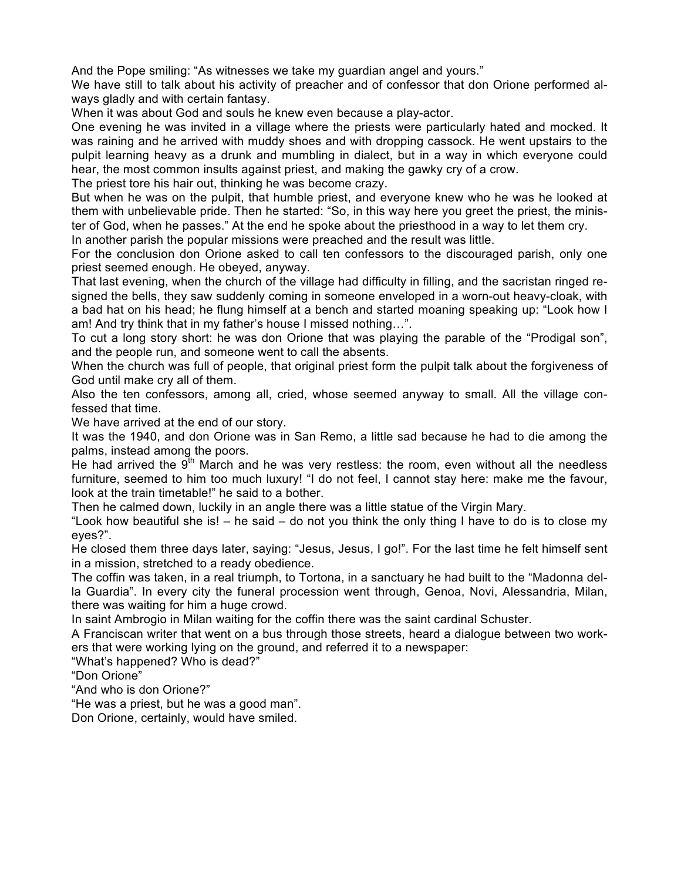And the Pope smiling: “As witnesses we take my guardian angel and yours.”

We have still to talk about his activity of preacher and of confessor that don Orione performed always gladly and with certain fantasy.

When it was about God and souls he knew even because a play-actor.

One evening he was invited in a village where the priests were particularly hated and mocked. It was raining and he arrived with muddy shoes and with dropping cassock. He went upstairs to the pulpit learning heavy as a drunk and mumbling in dialect, but in a way in which everyone could hear, the most common insults against priest, and making the gawky cry of a crow.

The priest tore his hair out, thinking he was become crazy.

But when he was on the pulpit, that humble priest, and everyone knew who he was he looked at them with unbelievable pride. Then he started: “So, in this way here you greet the priest, the minister of God, when he passes.” At the end he spoke about the priesthood in a way to let them cry.

In another parish the popular missions were preached and the result was little.

For the conclusion don Orione asked to call ten confessors to the discouraged parish, only one priest seemed enough. He obeyed, anyway.

That last evening, when the church of the village had difficulty in filling, and the sacristan ringed resigned the bells, they saw suddenly coming in someone enveloped in a worn-out heavy-cloak, with a bad hat on his head; he flung himself at a bench and started moaning speaking up: “Look how I am! And try think that in my father’s house I missed nothing…”.

To cut a long story short: he was don Orione that was playing the parable of the “Prodigal son”, and the people run, and someone went to call the absents.

When the church was full of people, that original priest form the pulpit talk about the forgiveness of God until make cry all of them.

Also the ten confessors, among all, cried, whose seemed anyway to small. All the village confessed that time.

We have arrived at the end of our story.

It was the 1940, and don Orione was in San Remo, a little sad because he had to die among the palms, instead among the poors.

He had arrived the 9th March and he was very restless: the room, even without all the needless furniture, seemed to him too much luxury! “I do not feel, I cannot stay here: make me the favour, look at the train timetable!” he said to a bother.

Then he calmed down, luckily in an angle there was a little statue of the Virgin Mary.

“Look how beautiful she is! – he said – do not you think the only thing I have to do is to close my eyes?”.

He closed them three days later, saying: “Jesus, Jesus, I go!”. For the last time he felt himself sent in a mission, stretched to a ready obedience.

The coffin was taken, in a real triumph, to Tortona, in a sanctuary he had built to the “Madonna della Guardia”. In every city the funeral procession went through, Genoa, Novi, Alessandria, Milan, there was waiting for him a huge crowd.

In saint Ambrogio in Milan waiting for the coffin there was the saint cardinal Schuster.

A Franciscan writer that went on a bus through those streets, heard a dialogue between two workers that were working lying on the ground, and referred it to a newspaper:

“What’s happened? Who is dead?”

“Don Orione”

“And who is don Orione?”

“He was a priest, but he was a good man”.

Don Orione, certainly, would have smiled.